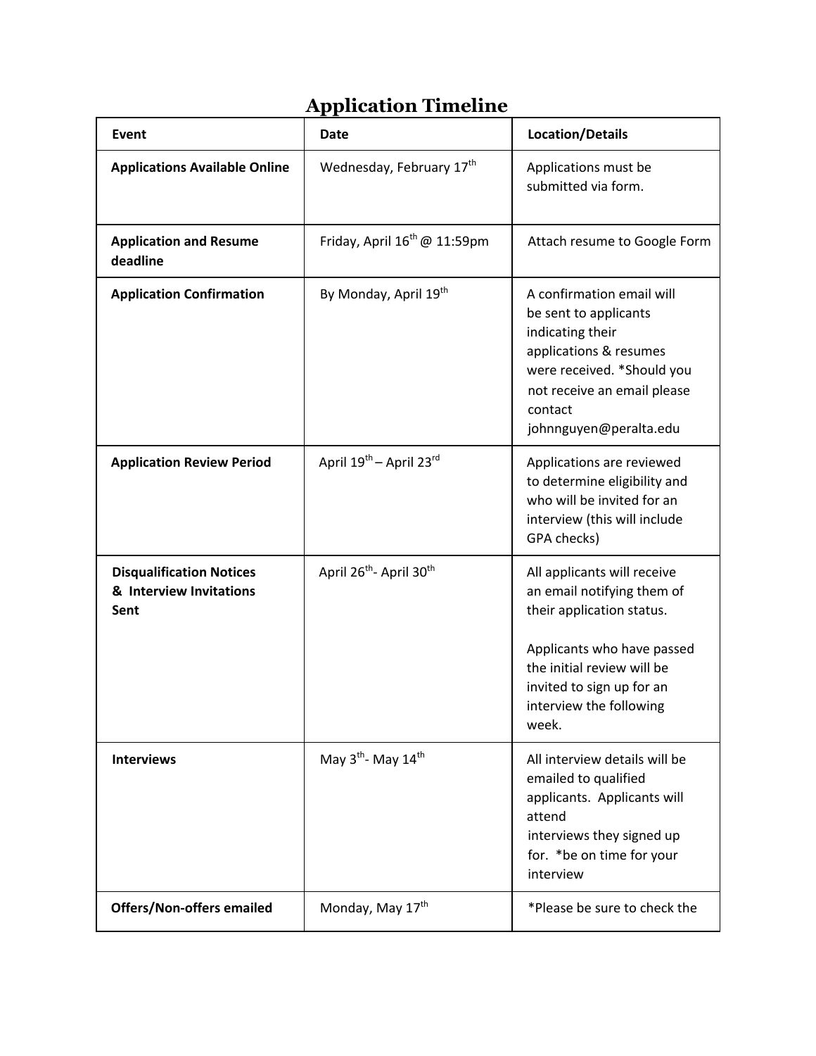# Application Timeline

| Event | Date | Location/Details |
|---|---|---|
| **Applications Available Online** | Wednesday, February 17th | Applications must be submitted via form. |
| **Application and Resume deadline** | Friday, April 16th @ 11:59pm | Attach resume to Google Form |
| **Application Confirmation** | By Monday, April 19th | A confirmation email will be sent to applicants indicating their applications & resumes were received. *Should you not receive an email please contact johnnguyen@peralta.edu |
| **Application Review Period** | April 19th – April 23rd | Applications are reviewed to determine eligibility and who will be invited for an interview (this will include GPA checks) |
| **Disqualification Notices & Interview Invitations Sent** | April 26th- April 30th | All applicants will receive an email notifying them of their application status.<br><br>Applicants who have passed the initial review will be invited to sign up for an interview the following week. |
| **Interviews** | May 3th- May 14th | All interview details will be emailed to qualified applicants. Applicants will attend interviews they signed up for. *be on time for your interview |
| **Offers/Non-offers emailed** | Monday, May 17th | *Please be sure to check the |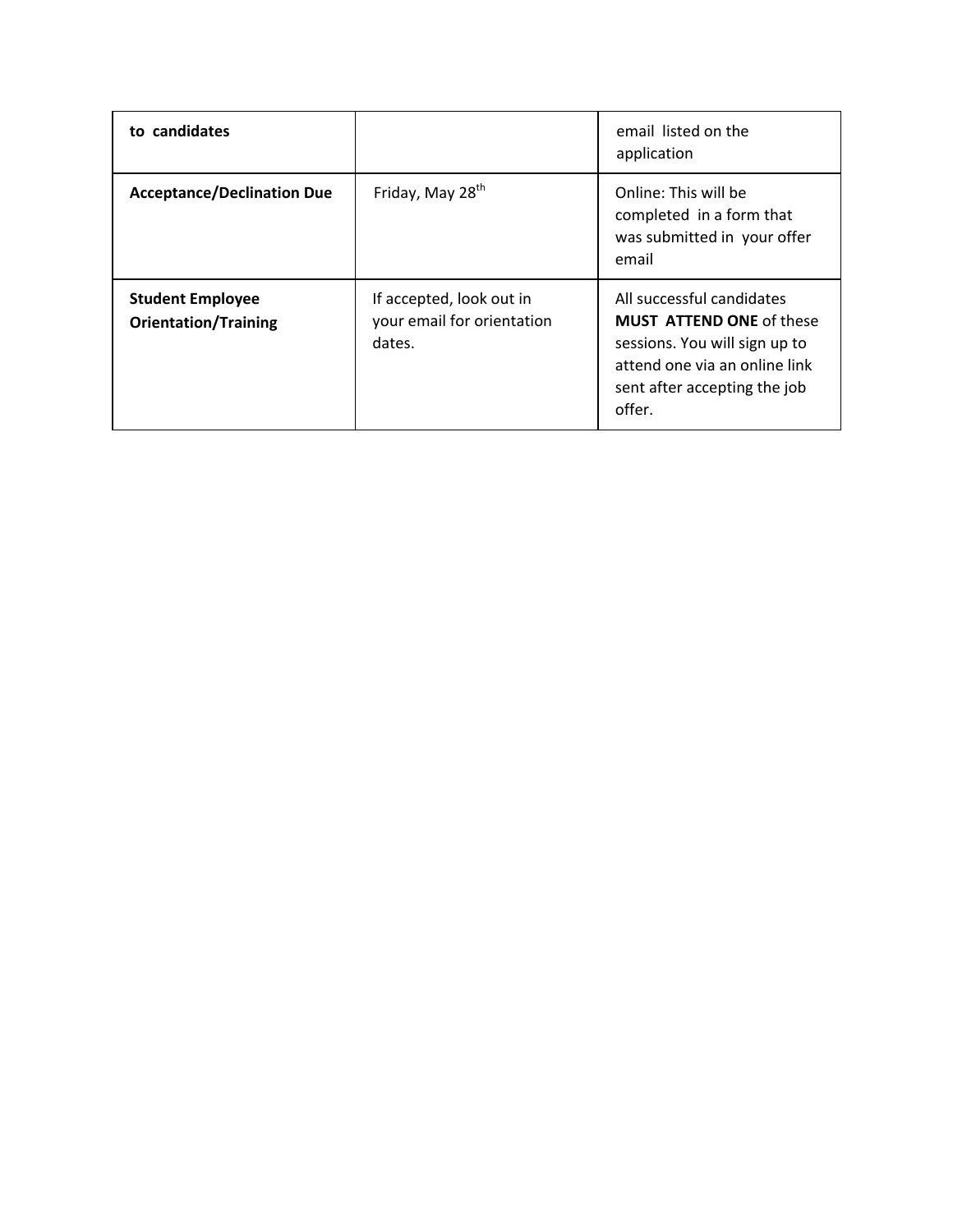| | | |
|---|---|---|
| **to candidates** | | email listed on the application |
| **Acceptance/Declination Due** | Friday, May 28th | Online: This will be completed in a form that was submitted in your offer email |
| **Student Employee Orientation/Training** | If accepted, look out in your email for orientation dates. | All successful candidates **MUST ATTEND ONE** of these sessions. You will sign up to attend one via an online link sent after accepting the job offer. |